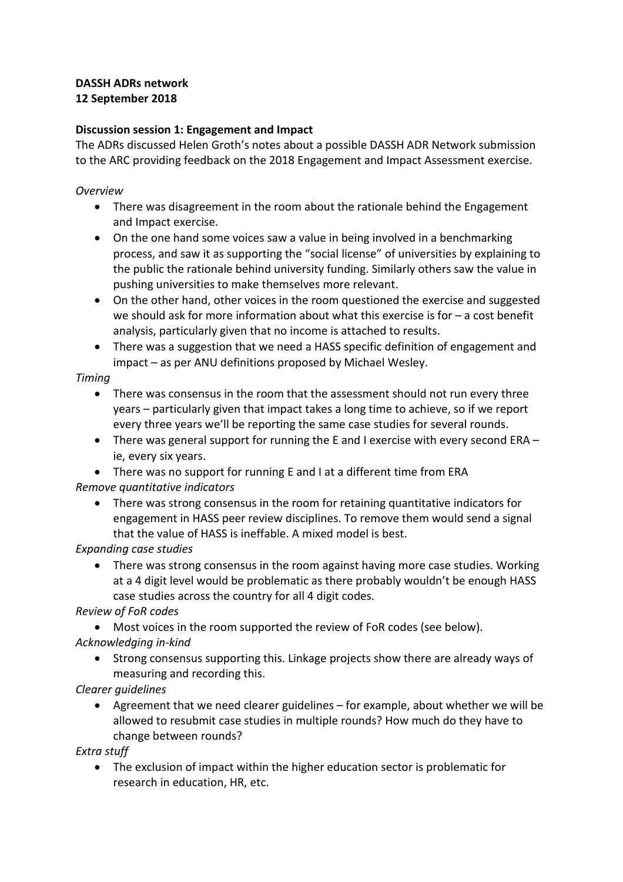**DASSH ADRs network**
**12 September 2018**

**Discussion session 1: Engagement and Impact**

The ADRs discussed Helen Groth's notes about a possible DASSH ADR Network submission to the ARC providing feedback on the 2018 Engagement and Impact Assessment exercise.

*Overview*

- There was disagreement in the room about the rationale behind the Engagement and Impact exercise.
- On the one hand some voices saw a value in being involved in a benchmarking process, and saw it as supporting the "social license" of universities by explaining to the public the rationale behind university funding. Similarly others saw the value in pushing universities to make themselves more relevant.
- On the other hand, other voices in the room questioned the exercise and suggested we should ask for more information about what this exercise is for – a cost benefit analysis, particularly given that no income is attached to results.
- There was a suggestion that we need a HASS specific definition of engagement and impact – as per ANU definitions proposed by Michael Wesley.

*Timing*

- There was consensus in the room that the assessment should not run every three years – particularly given that impact takes a long time to achieve, so if we report every three years we'll be reporting the same case studies for several rounds.
- There was general support for running the E and I exercise with every second ERA – ie, every six years.
- There was no support for running E and I at a different time from ERA

*Remove quantitative indicators*

- There was strong consensus in the room for retaining quantitative indicators for engagement in HASS peer review disciplines. To remove them would send a signal that the value of HASS is ineffable. A mixed model is best.

*Expanding case studies*

- There was strong consensus in the room against having more case studies. Working at a 4 digit level would be problematic as there probably wouldn't be enough HASS case studies across the country for all 4 digit codes.

*Review of FoR codes*

- Most voices in the room supported the review of FoR codes (see below).

*Acknowledging in-kind*

- Strong consensus supporting this. Linkage projects show there are already ways of measuring and recording this.

*Clearer guidelines*

- Agreement that we need clearer guidelines – for example, about whether we will be allowed to resubmit case studies in multiple rounds? How much do they have to change between rounds?

*Extra stuff*

- The exclusion of impact within the higher education sector is problematic for research in education, HR, etc.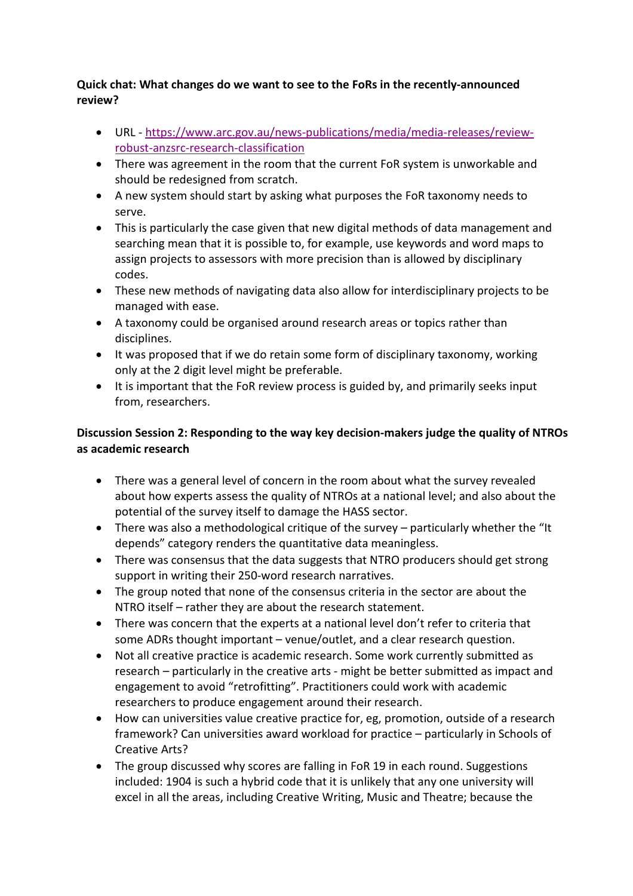**Quick chat: What changes do we want to see to the FoRs in the recently-announced review?**

- URL - [https://www.arc.gov.au/news-publications/media/media-releases/review-robust-anzsrc-research-classification](https://www.arc.gov.au/news-publications/media/media-releases/review-robust-anzsrc-research-classification)
- There was agreement in the room that the current FoR system is unworkable and should be redesigned from scratch.
- A new system should start by asking what purposes the FoR taxonomy needs to serve.
- This is particularly the case given that new digital methods of data management and searching mean that it is possible to, for example, use keywords and word maps to assign projects to assessors with more precision than is allowed by disciplinary codes.
- These new methods of navigating data also allow for interdisciplinary projects to be managed with ease.
- A taxonomy could be organised around research areas or topics rather than disciplines.
- It was proposed that if we do retain some form of disciplinary taxonomy, working only at the 2 digit level might be preferable.
- It is important that the FoR review process is guided by, and primarily seeks input from, researchers.

**Discussion Session 2: Responding to the way key decision-makers judge the quality of NTROs as academic research**

- There was a general level of concern in the room about what the survey revealed about how experts assess the quality of NTROs at a national level; and also about the potential of the survey itself to damage the HASS sector.
- There was also a methodological critique of the survey – particularly whether the "It depends" category renders the quantitative data meaningless.
- There was consensus that the data suggests that NTRO producers should get strong support in writing their 250-word research narratives.
- The group noted that none of the consensus criteria in the sector are about the NTRO itself – rather they are about the research statement.
- There was concern that the experts at a national level don't refer to criteria that some ADRs thought important – venue/outlet, and a clear research question.
- Not all creative practice is academic research. Some work currently submitted as research – particularly in the creative arts - might be better submitted as impact and engagement to avoid "retrofitting". Practitioners could work with academic researchers to produce engagement around their research.
- How can universities value creative practice for, eg, promotion, outside of a research framework? Can universities award workload for practice – particularly in Schools of Creative Arts?
- The group discussed why scores are falling in FoR 19 in each round. Suggestions included: 1904 is such a hybrid code that it is unlikely that any one university will excel in all the areas, including Creative Writing, Music and Theatre; because the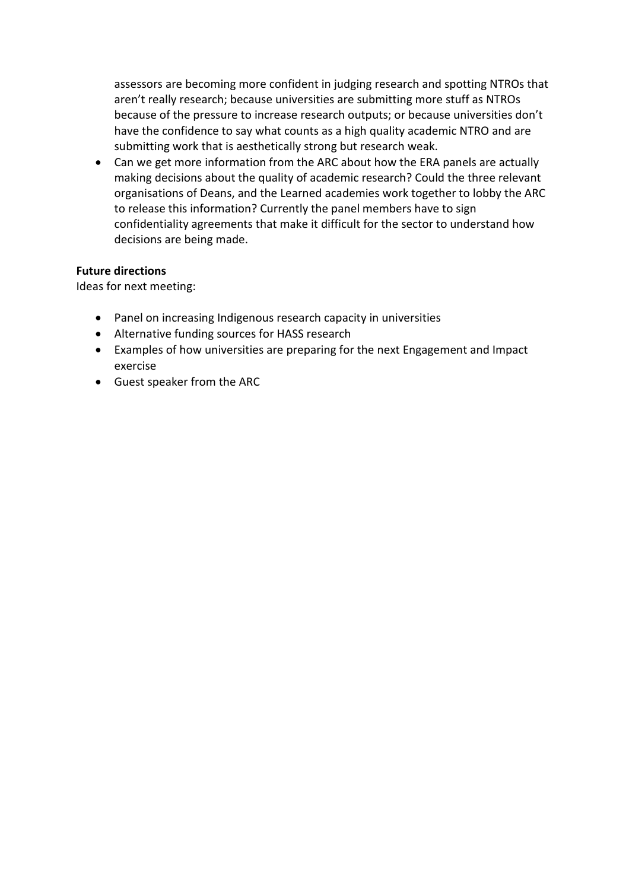assessors are becoming more confident in judging research and spotting NTROs that aren't really research; because universities are submitting more stuff as NTROs because of the pressure to increase research outputs; or because universities don't have the confidence to say what counts as a high quality academic NTRO and are submitting work that is aesthetically strong but research weak.

- Can we get more information from the ARC about how the ERA panels are actually making decisions about the quality of academic research? Could the three relevant organisations of Deans, and the Learned academies work together to lobby the ARC to release this information? Currently the panel members have to sign confidentiality agreements that make it difficult for the sector to understand how decisions are being made.

**Future directions**

Ideas for next meeting:

- Panel on increasing Indigenous research capacity in universities
- Alternative funding sources for HASS research
- Examples of how universities are preparing for the next Engagement and Impact exercise
- Guest speaker from the ARC